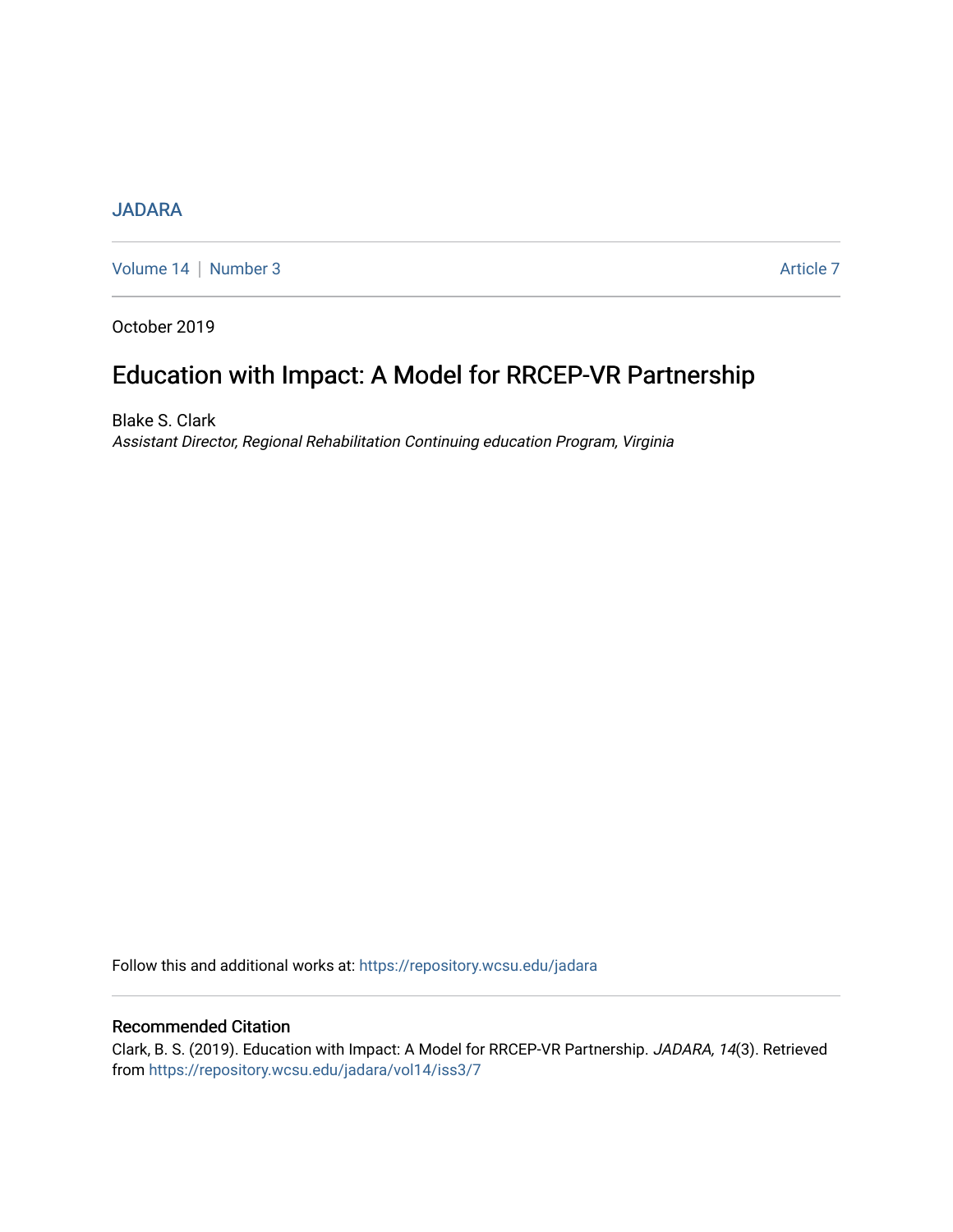JADARA

Volume 14 | Number 3 Article 7

October 2019

# Education with Impact: A Model for RRCEP-VR Partnership

Blake S. Clark

*Assistant Director, Regional Rehabilitation Continuing education Program, Virginia*

Follow this and additional works at: https://repository.wcsu.edu/jadara

## Recommended Citation

Clark, B. S. (2019). Education with Impact: A Model for RRCEP-VR Partnership. *JADARA, 14*(3). Retrieved from https://repository.wcsu.edu/jadara/vol14/iss3/7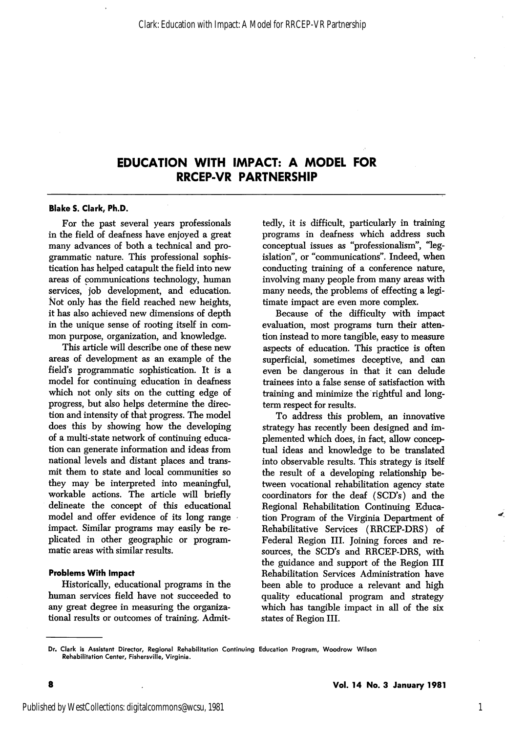# EDUCATION WITH IMPACT: A MODEL FOR RRCEP-VR PARTNERSHIP

**Blake S. Clark, Ph.D.**

For the past several years professionals in the field of deafness have enjoyed a great many advances of both a technical and programmatic nature. This professional sophistication has helped catapult the field into new areas of communications technology, human services, job development, and education. Not only has the field reached new heights, it has also achieved new dimensions of depth in the unique sense of rooting itself in common purpose, organization, and knowledge.

This article will describe one of these new areas of development as an example of the field's programmatic sophistication. It is a model for continuing education in deafness which not only sits on the cutting edge of progress, but also helps determine the direction and intensity of that progress. The model does this by showing how the developing of a multi-state network of continuing education can generate information and ideas from national levels and distant places and transmit them to state and local communities so they may be interpreted into meaningful, workable actions. The article will briefly delineate the concept of this educational model and offer evidence of its long range impact. Similar programs may easily be replicated in other geographic or programmatic areas with similar results.

### Problems With Impact

Historically, educational programs in the human services field have not succeeded to any great degree in measuring the organizational results or outcomes of training. Admittedly, it is difficult, particularly in training programs in deafness which address such conceptual issues as "professionalism", "legislation", or "communications". Indeed, when conducting training of a conference nature, involving many people from many areas with many needs, the problems of effecting a legitimate impact are even more complex.

Because of the difficulty with impact evaluation, most programs turn their attention instead to more tangible, easy to measure aspects of education. This practice is often superficial, sometimes deceptive, and can even be dangerous in that it can delude trainees into a false sense of satisfaction with training and minimize the rightful and long-term respect for results.

To address this problem, an innovative strategy has recently been designed and implemented which does, in fact, allow conceptual ideas and knowledge to be translated into observable results. This strategy is itself the result of a developing relationship between vocational rehabilitation agency state coordinators for the deaf (SCD's) and the Regional Rehabilitation Continuing Education Program of the Virginia Department of Rehabilitative Services (RRCEP-DRS) of Federal Region III. Joining forces and resources, the SCD's and RRCEP-DRS, with the guidance and support of the Region III Rehabilitation Services Administration have been able to produce a relevant and high quality educational program and strategy which has tangible impact in all of the six states of Region III.

---

Dr. Clark is Assistant Director, Regional Rehabilitation Continuing Education Program, Woodrow Wilson Rehabilitation Center, Fishersville, Virginia.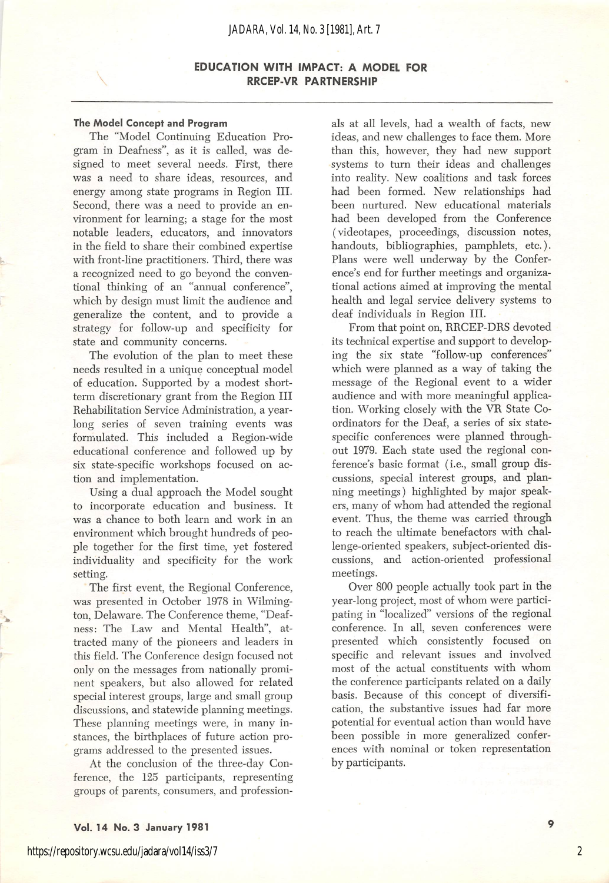## EDUCATION WITH IMPACT: A MODEL FOR RRCEP-VR PARTNERSHIP

### The Model Concept and Program

The "Model Continuing Education Program in Deafness", as it is called, was designed to meet several needs. First, there was a need to share ideas, resources, and energy among state programs in Region III. Second, there was a need to provide an environment for learning; a stage for the most notable leaders, educators, and innovators in the field to share their combined expertise with front-line practitioners. Third, there was a recognized need to go beyond the conventional thinking of an "annual conference", which by design must limit the audience and generalize the content, and to provide a strategy for follow-up and specificity for state and community concerns.

The evolution of the plan to meet these needs resulted in a unique conceptual model of education. Supported by a modest short-term discretionary grant from the Region III Rehabilitation Service Administration, a year-long series of seven training events was formulated. This included a Region-wide educational conference and followed up by six state-specific workshops focused on action and implementation.

Using a dual approach the Model sought to incorporate education and business. It was a chance to both learn and work in an environment which brought hundreds of people together for the first time, yet fostered individuality and specificity for the work setting.

The first event, the Regional Conference, was presented in October 1978 in Wilmington, Delaware. The Conference theme, "Deafness: The Law and Mental Health", attracted many of the pioneers and leaders in this field. The Conference design focused not only on the messages from nationally prominent speakers, but also allowed for related special interest groups, large and small group discussions, and statewide planning meetings. These planning meetings were, in many instances, the birthplaces of future action programs addressed to the presented issues.

At the conclusion of the three-day Conference, the 125 participants, representing groups of parents, consumers, and professionals at all levels, had a wealth of facts, new ideas, and new challenges to face them. More than this, however, they had new support systems to turn their ideas and challenges into reality. New coalitions and task forces had been formed. New relationships had been nurtured. New educational materials had been developed from the Conference (videotapes, proceedings, discussion notes, handouts, bibliographies, pamphlets, etc.). Plans were well underway by the Conference's end for further meetings and organizational actions aimed at improving the mental health and legal service delivery systems to deaf individuals in Region III.

From that point on, RRCEP-DRS devoted its technical expertise and support to developing the six state "follow-up conferences" which were planned as a way of taking the message of the Regional event to a wider audience and with more meaningful application. Working closely with the VR State Coordinators for the Deaf, a series of six state-specific conferences were planned throughout 1979. Each state used the regional conference's basic format (i.e., small group discussions, special interest groups, and planning meetings) highlighted by major speakers, many of whom had attended the regional event. Thus, the theme was carried through to reach the ultimate benefactors with challenge-oriented speakers, subject-oriented discussions, and action-oriented professional meetings.

Over 800 people actually took part in the year-long project, most of whom were participating in "localized" versions of the regional conference. In all, seven conferences were presented which consistently focused on specific and relevant issues and involved most of the actual constituents with whom the conference participants related on a daily basis. Because of this concept of diversification, the substantive issues had far more potential for eventual action than would have been possible in more generalized conferences with nominal or token representation by participants.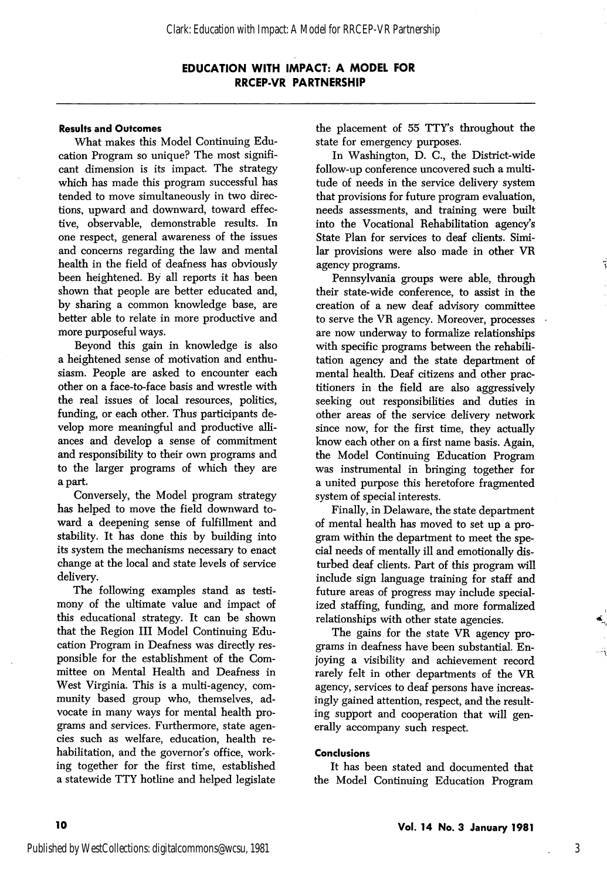# EDUCATION WITH IMPACT: A MODEL FOR RRCEP-VR PARTNERSHIP

### Results and Outcomes

What makes this Model Continuing Education Program so unique? The most significant dimension is its impact. The strategy which has made this program successful has tended to move simultaneously in two directions, upward and downward, toward effective, observable, demonstrable results. In one respect, general awareness of the issues and concerns regarding the law and mental health in the field of deafness has obviously been heightened. By all reports it has been shown that people are better educated and, by sharing a common knowledge base, are better able to relate in more productive and more purposeful ways.

Beyond this gain in knowledge is also a heightened sense of motivation and enthusiasm. People are asked to encounter each other on a face-to-face basis and wrestle with the real issues of local resources, politics, funding, or each other. Thus participants develop more meaningful and productive alliances and develop a sense of commitment and responsibility to their own programs and to the larger programs of which they are a part.

Conversely, the Model program strategy has helped to move the field downward toward a deepening sense of fulfillment and stability. It has done this by building into its system the mechanisms necessary to enact change at the local and state levels of service delivery.

The following examples stand as testimony of the ultimate value and impact of this educational strategy. It can be shown that the Region III Model Continuing Education Program in Deafness was directly responsible for the establishment of the Committee on Mental Health and Deafness in West Virginia. This is a multi-agency, community based group who, themselves, advocate in many ways for mental health programs and services. Furthermore, state agencies such as welfare, education, health rehabilitation, and the governor's office, working together for the first time, established a statewide TTY hotline and helped legislate the placement of 55 TTY's throughout the state for emergency purposes.

In Washington, D. C., the District-wide follow-up conference uncovered such a multitude of needs in the service delivery system that provisions for future program evaluation, needs assessments, and training were built into the Vocational Rehabilitation agency's State Plan for services to deaf clients. Similar provisions were also made in other VR agency programs.

Pennsylvania groups were able, through their state-wide conference, to assist in the creation of a new deaf advisory committee to serve the VR agency. Moreover, processes are now underway to formalize relationships with specific programs between the rehabilitation agency and the state department of mental health. Deaf citizens and other practitioners in the field are also aggressively seeking out responsibilities and duties in other areas of the service delivery network since now, for the first time, they actually know each other on a first name basis. Again, the Model Continuing Education Program was instrumental in bringing together for a united purpose this heretofore fragmented system of special interests.

Finally, in Delaware, the state department of mental health has moved to set up a program within the department to meet the special needs of mentally ill and emotionally disturbed deaf clients. Part of this program will include sign language training for staff and future areas of progress may include specialized staffing, funding, and more formalized relationships with other state agencies.

The gains for the state VR agency programs in deafness have been substantial. Enjoying a visibility and achievement record rarely felt in other departments of the VR agency, services to deaf persons have increasingly gained attention, respect, and the resulting support and cooperation that will generally accompany such respect.

### Conclusions

It has been stated and documented that the Model Continuing Education Program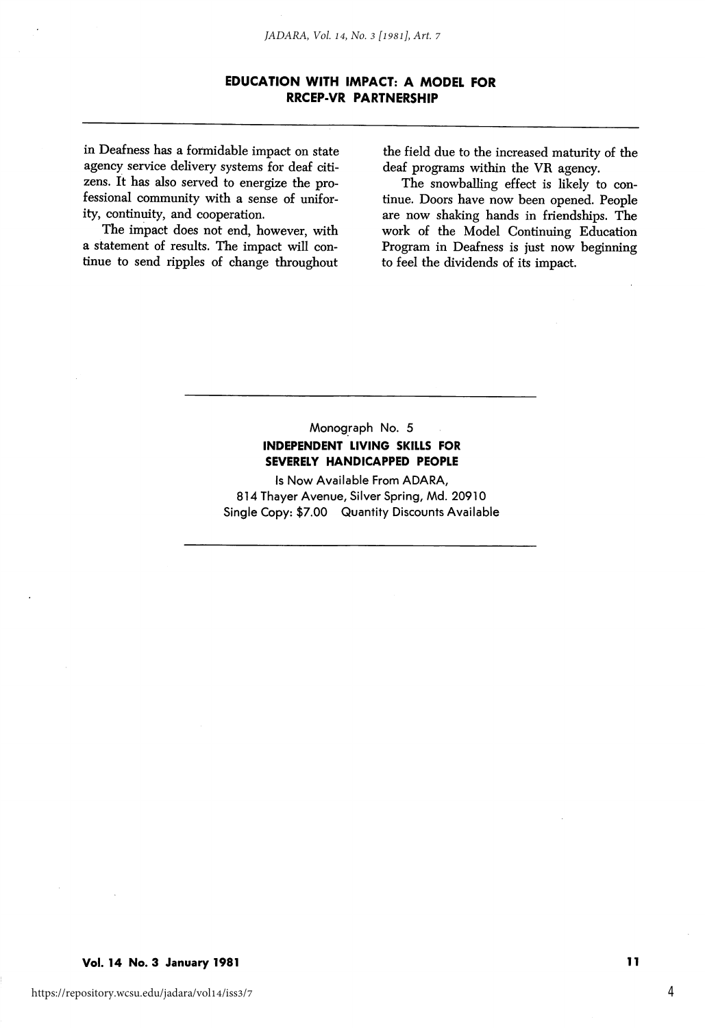in Deafness has a formidable impact on state agency service delivery systems for deaf citizens. It has also served to energize the professional community with a sense of uniformity, continuity, and cooperation.

The impact does not end, however, with a statement of results. The impact will continue to send ripples of change throughout the field due to the increased maturity of the deaf programs within the VR agency.

The snowballing effect is likely to continue. Doors have now been opened. People are now shaking hands in friendships. The work of the Model Continuing Education Program in Deafness is just now beginning to feel the dividends of its impact.

---

Monograph No. 5

**INDEPENDENT LIVING SKILLS FOR SEVERELY HANDICAPPED PEOPLE**

Is Now Available From ADARA,
814 Thayer Avenue, Silver Spring, Md. 20910
Single Copy: $7.00 Quantity Discounts Available

---